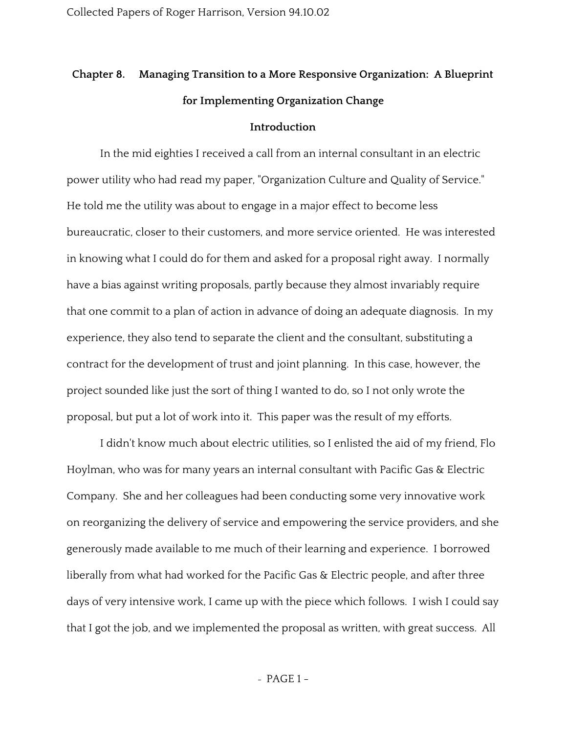# Chapter 8. Managing Transition to a More Responsive Organization: A Blueprint for Implementing Organization Change

## Introduction

In the mid eighties I received a call from an internal consultant in an electric power utility who had read my paper, "Organization Culture and Quality of Service." He told me the utility was about to engage in a major effect to become less bureaucratic, closer to their customers, and more service oriented. He was interested in knowing what I could do for them and asked for a proposal right away. I normally have a bias against writing proposals, partly because they almost invariably require that one commit to a plan of action in advance of doing an adequate diagnosis. In my experience, they also tend to separate the client and the consultant, substituting a contract for the development of trust and joint planning. In this case, however, the project sounded like just the sort of thing I wanted to do, so I not only wrote the proposal, but put a lot of work into it. This paper was the result of my efforts.

I didn't know much about electric utilities, so I enlisted the aid of my friend, Flo Hoylman, who was for many years an internal consultant with Pacific Gas & Electric Company. She and her colleagues had been conducting some very innovative work on reorganizing the delivery of service and empowering the service providers, and she generously made available to me much of their learning and experience. I borrowed liberally from what had worked for the Pacific Gas & Electric people, and after three days of very intensive work, I came up with the piece which follows. I wish I could say that I got the job, and we implemented the proposal as written, with great success. All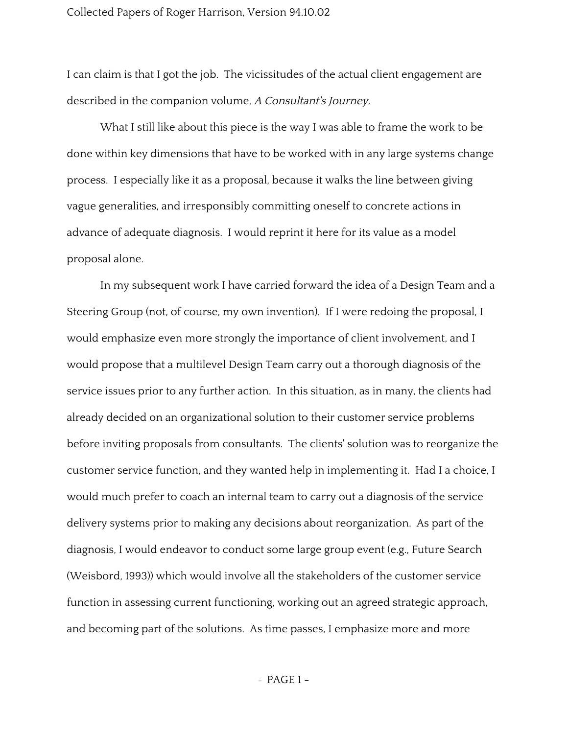I can claim is that I got the job. The vicissitudes of the actual client engagement are described in the companion volume, *A Consultant's Journey*.

What I still like about this piece is the way I was able to frame the work to be done within key dimensions that have to be worked with in any large systems change process. I especially like it as a proposal, because it walks the line between giving vague generalities, and irresponsibly committing oneself to concrete actions in advance of adequate diagnosis. I would reprint it here for its value as a model proposal alone.

In my subsequent work I have carried forward the idea of a Design Team and a Steering Group (not, of course, my own invention). If I were redoing the proposal, I would emphasize even more strongly the importance of client involvement, and I would propose that a multilevel Design Team carry out a thorough diagnosis of the service issues prior to any further action. In this situation, as in many, the clients had already decided on an organizational solution to their customer service problems before inviting proposals from consultants. The clients' solution was to reorganize the customer service function, and they wanted help in implementing it. Had I a choice, I would much prefer to coach an internal team to carry out a diagnosis of the service delivery systems prior to making any decisions about reorganization. As part of the diagnosis, I would endeavor to conduct some large group event (e.g., Future Search (Weisbord, 1993)) which would involve all the stakeholders of the customer service function in assessing current functioning, working out an agreed strategic approach, and becoming part of the solutions. As time passes, I emphasize more and more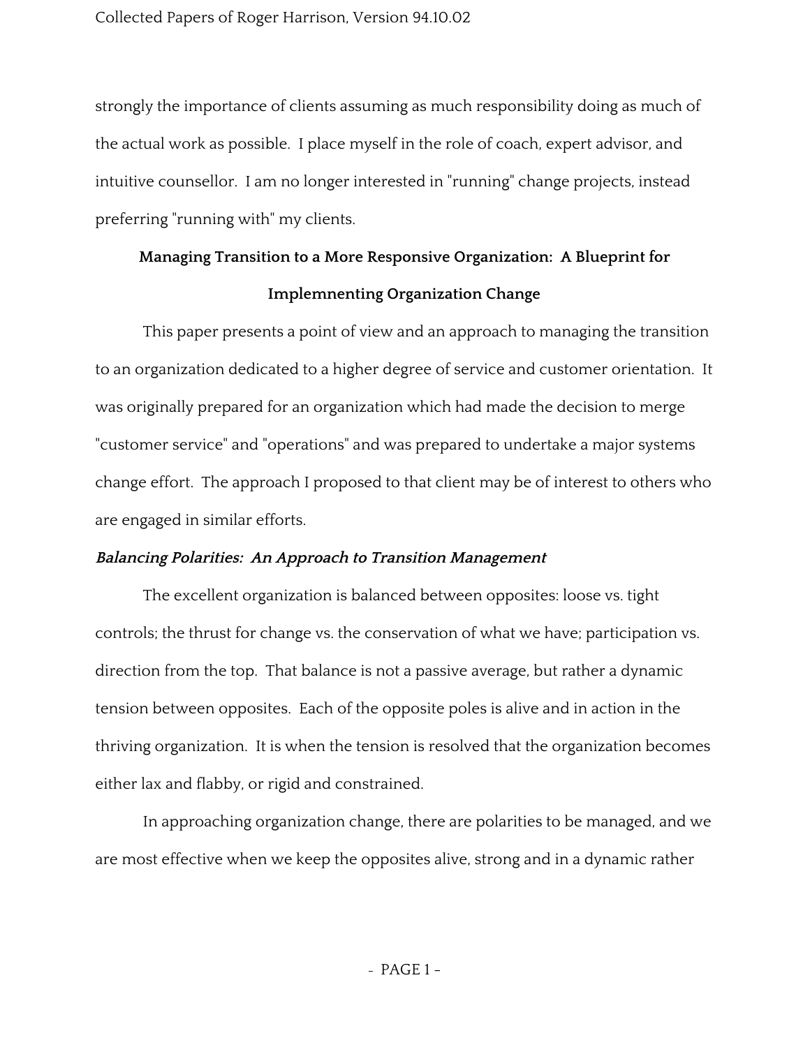strongly the importance of clients assuming as much responsibility doing as much of the actual work as possible. I place myself in the role of coach, expert advisor, and intuitive counsellor. I am no longer interested in "running" change projects, instead preferring "running with" my clients.

## Managing Transition to a More Responsive Organization: A Blueprint for Implemnenting Organization Change

This paper presents a point of view and an approach to managing the transition to an organization dedicated to a higher degree of service and customer orientation. It was originally prepared for an organization which had made the decision to merge "customer service" and "operations" and was prepared to undertake a major systems change effort. The approach I proposed to that client may be of interest to others who are engaged in similar efforts.

### *Balancing Polarities: An Approach to Transition Management*

The excellent organization is balanced between opposites: loose vs. tight controls; the thrust for change vs. the conservation of what we have; participation vs. direction from the top. That balance is not a passive average, but rather a dynamic tension between opposites. Each of the opposite poles is alive and in action in the thriving organization. It is when the tension is resolved that the organization becomes either lax and flabby, or rigid and constrained.

In approaching organization change, there are polarities to be managed, and we are most effective when we keep the opposites alive, strong and in a dynamic rather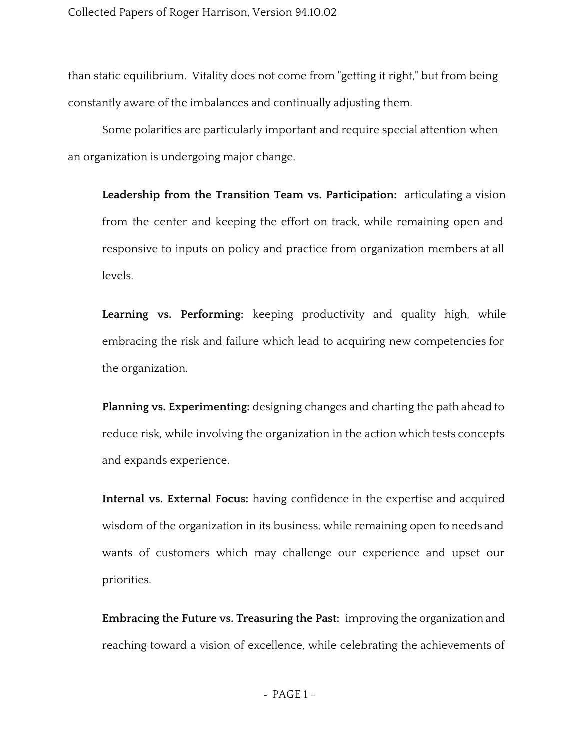than static equilibrium. Vitality does not come from "getting it right," but from being constantly aware of the imbalances and continually adjusting them.

Some polarities are particularly important and require special attention when an organization is undergoing major change.

> **Leadership from the Transition Team vs. Participation:** articulating a vision from the center and keeping the effort on track, while remaining open and responsive to inputs on policy and practice from organization members at all levels.
>
> **Learning vs. Performing:** keeping productivity and quality high, while embracing the risk and failure which lead to acquiring new competencies for the organization.
>
> **Planning vs. Experimenting:** designing changes and charting the path ahead to reduce risk, while involving the organization in the action which tests concepts and expands experience.
>
> **Internal vs. External Focus:** having confidence in the expertise and acquired wisdom of the organization in its business, while remaining open to needs and wants of customers which may challenge our experience and upset our priorities.
>
> **Embracing the Future vs. Treasuring the Past:** improving the organization and reaching toward a vision of excellence, while celebrating the achievements of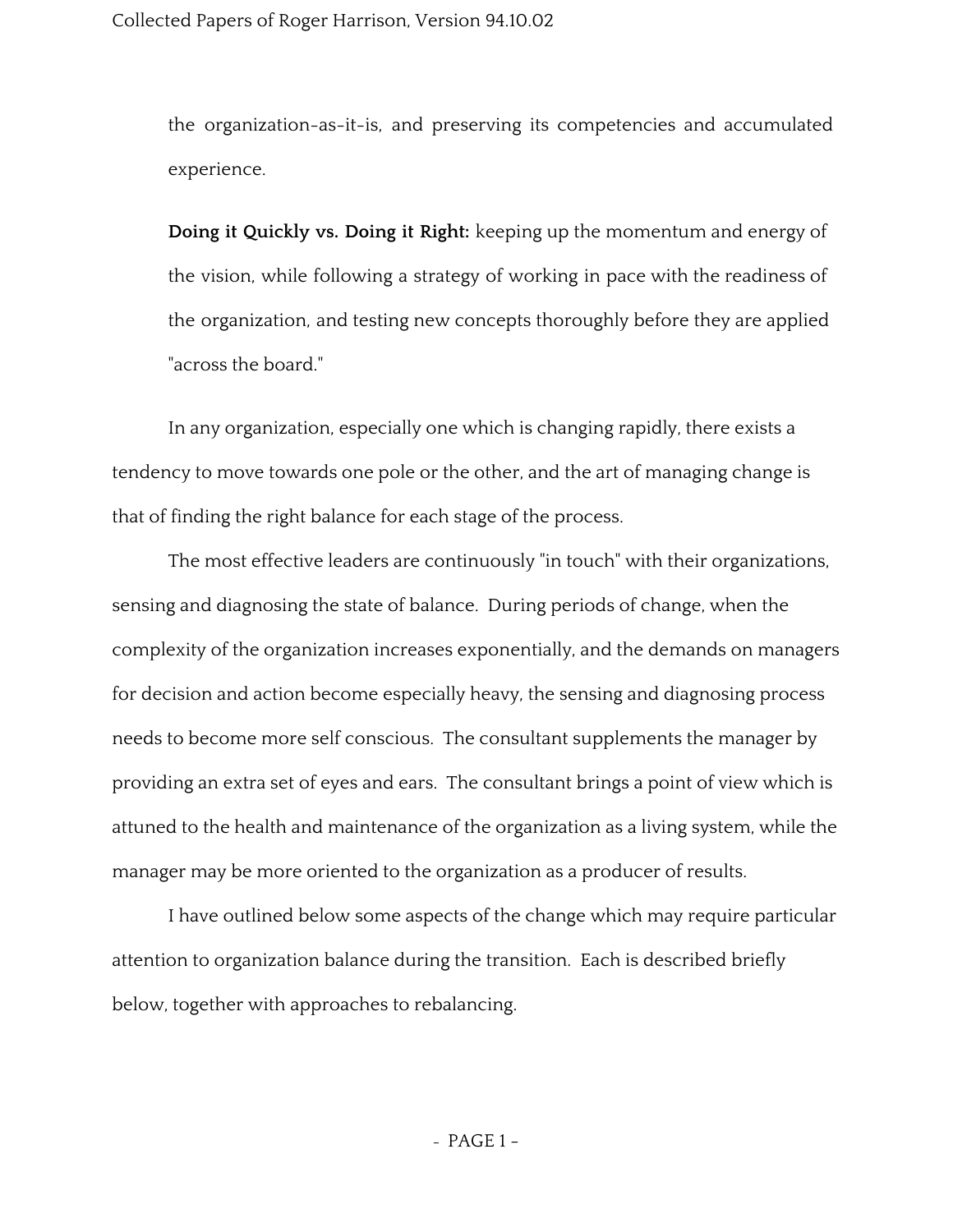the organization-as-it-is, and preserving its competencies and accumulated experience.

**Doing it Quickly vs. Doing it Right:** keeping up the momentum and energy of the vision, while following a strategy of working in pace with the readiness of the organization, and testing new concepts thoroughly before they are applied "across the board."

In any organization, especially one which is changing rapidly, there exists a tendency to move towards one pole or the other, and the art of managing change is that of finding the right balance for each stage of the process.

The most effective leaders are continuously "in touch" with their organizations, sensing and diagnosing the state of balance. During periods of change, when the complexity of the organization increases exponentially, and the demands on managers for decision and action become especially heavy, the sensing and diagnosing process needs to become more self conscious. The consultant supplements the manager by providing an extra set of eyes and ears. The consultant brings a point of view which is attuned to the health and maintenance of the organization as a living system, while the manager may be more oriented to the organization as a producer of results.

I have outlined below some aspects of the change which may require particular attention to organization balance during the transition. Each is described briefly below, together with approaches to rebalancing.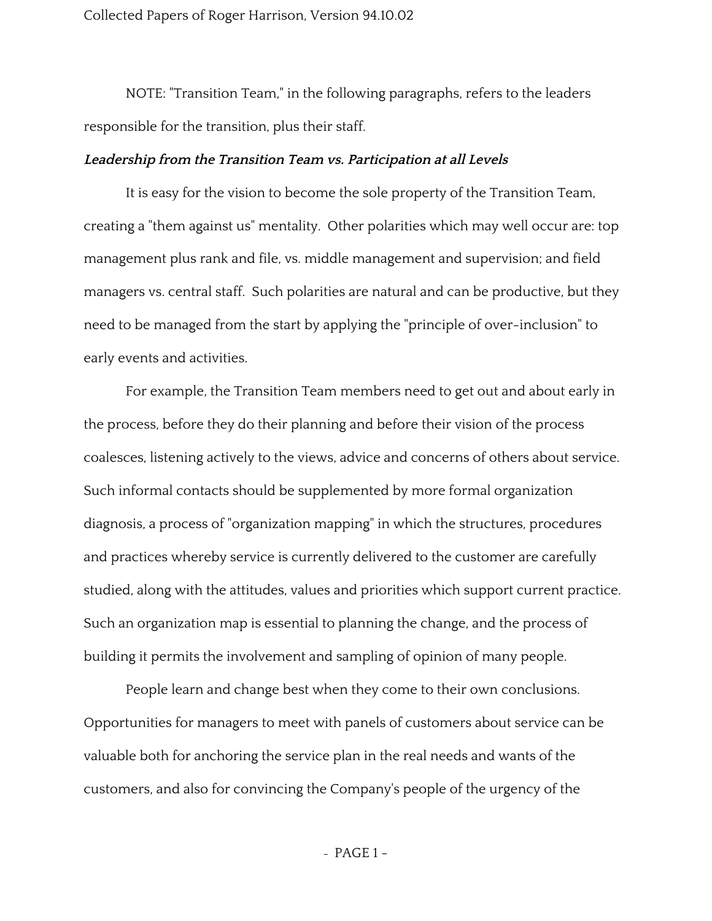NOTE: "Transition Team," in the following paragraphs, refers to the leaders responsible for the transition, plus their staff.

***Leadership from the Transition Team vs. Participation at all Levels***

It is easy for the vision to become the sole property of the Transition Team, creating a "them against us" mentality. Other polarities which may well occur are: top management plus rank and file, vs. middle management and supervision; and field managers vs. central staff. Such polarities are natural and can be productive, but they need to be managed from the start by applying the "principle of over-inclusion" to early events and activities.

For example, the Transition Team members need to get out and about early in the process, before they do their planning and before their vision of the process coalesces, listening actively to the views, advice and concerns of others about service. Such informal contacts should be supplemented by more formal organization diagnosis, a process of "organization mapping" in which the structures, procedures and practices whereby service is currently delivered to the customer are carefully studied, along with the attitudes, values and priorities which support current practice. Such an organization map is essential to planning the change, and the process of building it permits the involvement and sampling of opinion of many people.

People learn and change best when they come to their own conclusions. Opportunities for managers to meet with panels of customers about service can be valuable both for anchoring the service plan in the real needs and wants of the customers, and also for convincing the Company's people of the urgency of the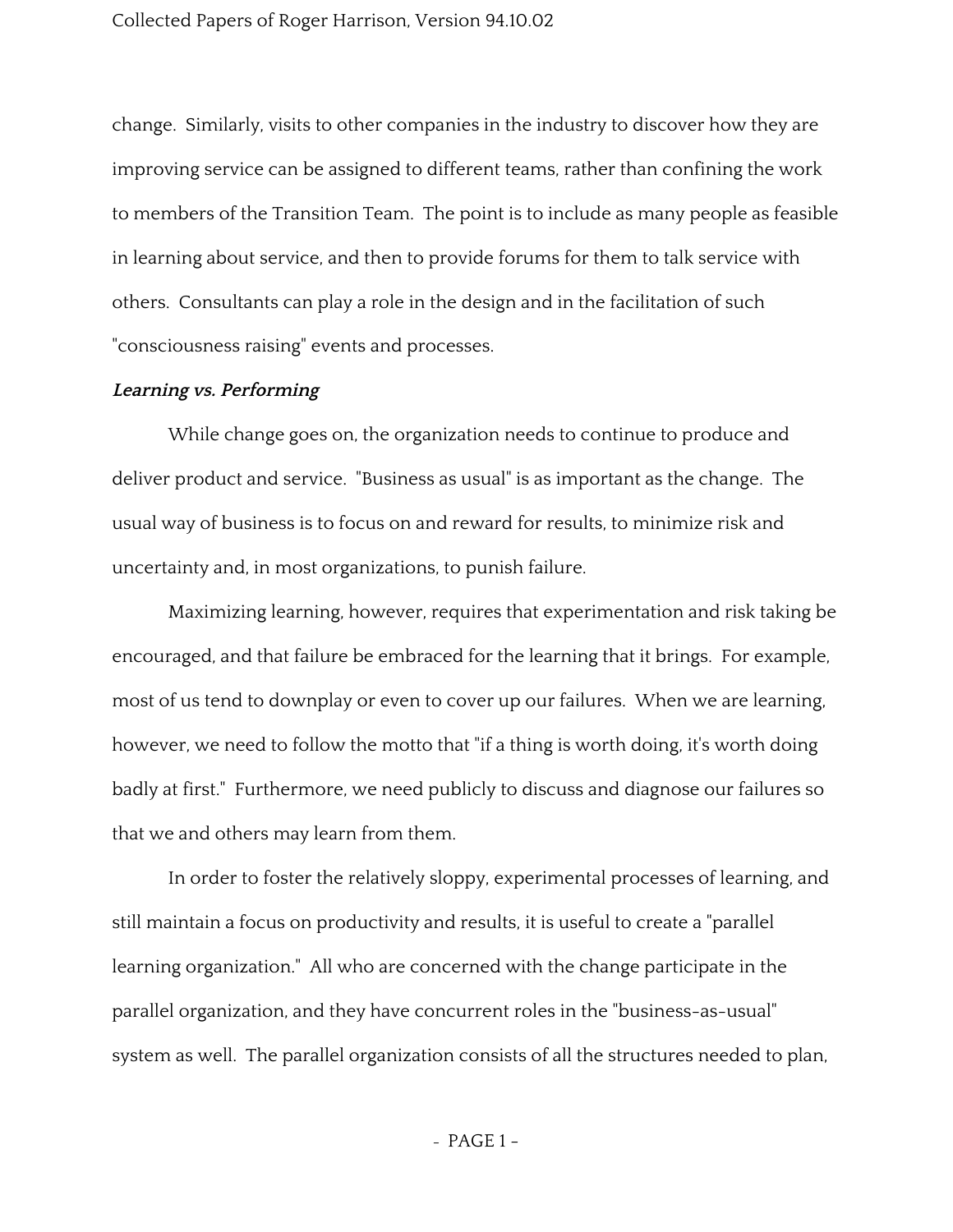change. Similarly, visits to other companies in the industry to discover how they are improving service can be assigned to different teams, rather than confining the work to members of the Transition Team. The point is to include as many people as feasible in learning about service, and then to provide forums for them to talk service with others. Consultants can play a role in the design and in the facilitation of such "consciousness raising" events and processes.

***Learning vs. Performing***

While change goes on, the organization needs to continue to produce and deliver product and service. "Business as usual" is as important as the change. The usual way of business is to focus on and reward for results, to minimize risk and uncertainty and, in most organizations, to punish failure.

Maximizing learning, however, requires that experimentation and risk taking be encouraged, and that failure be embraced for the learning that it brings. For example, most of us tend to downplay or even to cover up our failures. When we are learning, however, we need to follow the motto that "if a thing is worth doing, it's worth doing badly at first." Furthermore, we need publicly to discuss and diagnose our failures so that we and others may learn from them.

In order to foster the relatively sloppy, experimental processes of learning, and still maintain a focus on productivity and results, it is useful to create a "parallel learning organization." All who are concerned with the change participate in the parallel organization, and they have concurrent roles in the "business-as-usual" system as well. The parallel organization consists of all the structures needed to plan,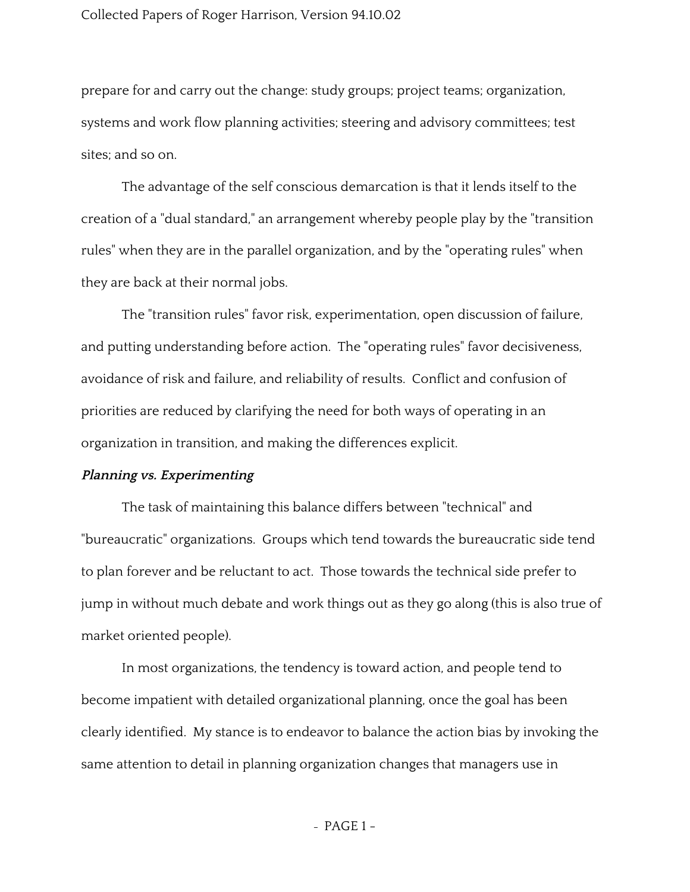prepare for and carry out the change: study groups; project teams; organization, systems and work flow planning activities; steering and advisory committees; test sites; and so on.

The advantage of the self conscious demarcation is that it lends itself to the creation of a "dual standard," an arrangement whereby people play by the "transition rules" when they are in the parallel organization, and by the "operating rules" when they are back at their normal jobs.

The "transition rules" favor risk, experimentation, open discussion of failure, and putting understanding before action. The "operating rules" favor decisiveness, avoidance of risk and failure, and reliability of results. Conflict and confusion of priorities are reduced by clarifying the need for both ways of operating in an organization in transition, and making the differences explicit.

***Planning vs. Experimenting***

The task of maintaining this balance differs between "technical" and "bureaucratic" organizations. Groups which tend towards the bureaucratic side tend to plan forever and be reluctant to act. Those towards the technical side prefer to jump in without much debate and work things out as they go along (this is also true of market oriented people).

In most organizations, the tendency is toward action, and people tend to become impatient with detailed organizational planning, once the goal has been clearly identified. My stance is to endeavor to balance the action bias by invoking the same attention to detail in planning organization changes that managers use in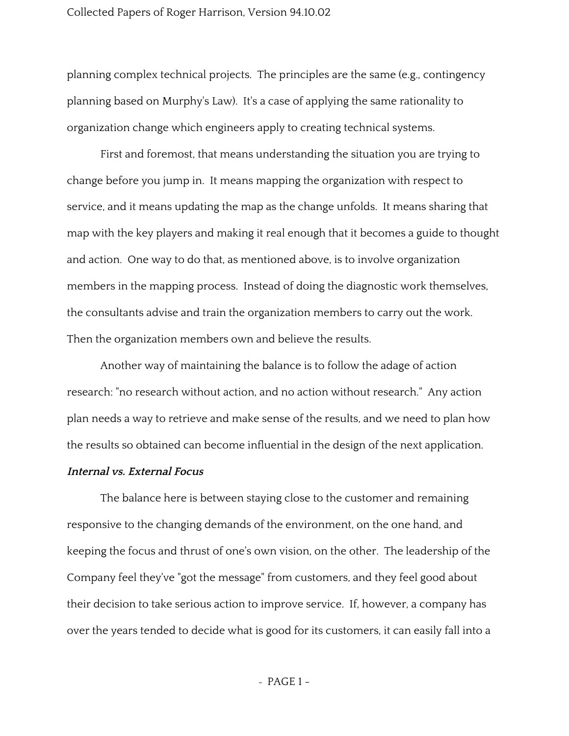planning complex technical projects. The principles are the same (e.g., contingency planning based on Murphy's Law). It's a case of applying the same rationality to organization change which engineers apply to creating technical systems.

First and foremost, that means understanding the situation you are trying to change before you jump in. It means mapping the organization with respect to service, and it means updating the map as the change unfolds. It means sharing that map with the key players and making it real enough that it becomes a guide to thought and action. One way to do that, as mentioned above, is to involve organization members in the mapping process. Instead of doing the diagnostic work themselves, the consultants advise and train the organization members to carry out the work. Then the organization members own and believe the results.

Another way of maintaining the balance is to follow the adage of action research: "no research without action, and no action without research." Any action plan needs a way to retrieve and make sense of the results, and we need to plan how the results so obtained can become influential in the design of the next application.

***Internal vs. External Focus***

The balance here is between staying close to the customer and remaining responsive to the changing demands of the environment, on the one hand, and keeping the focus and thrust of one's own vision, on the other. The leadership of the Company feel they've "got the message" from customers, and they feel good about their decision to take serious action to improve service. If, however, a company has over the years tended to decide what is good for its customers, it can easily fall into a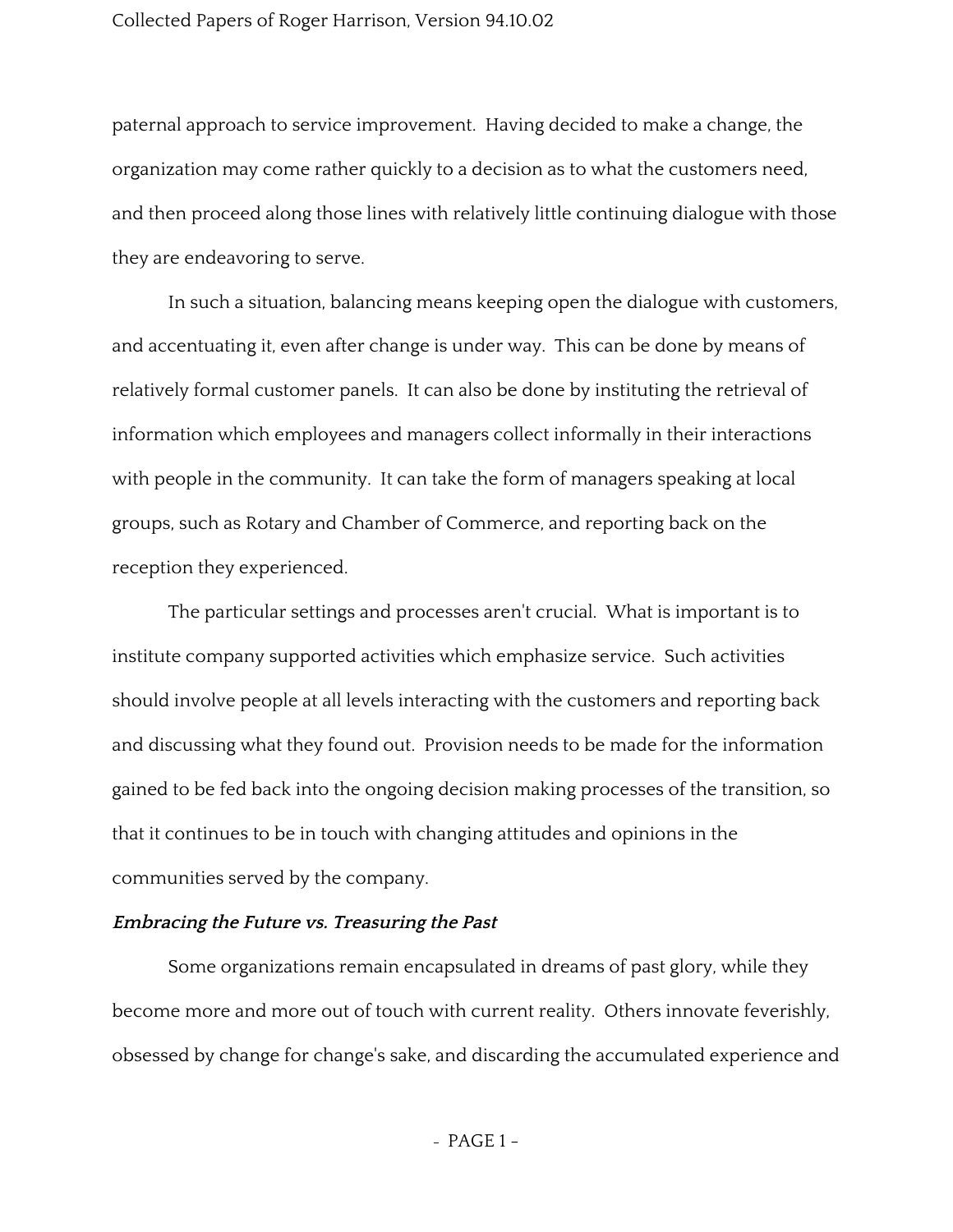paternal approach to service improvement. Having decided to make a change, the organization may come rather quickly to a decision as to what the customers need, and then proceed along those lines with relatively little continuing dialogue with those they are endeavoring to serve.

In such a situation, balancing means keeping open the dialogue with customers, and accentuating it, even after change is under way. This can be done by means of relatively formal customer panels. It can also be done by instituting the retrieval of information which employees and managers collect informally in their interactions with people in the community. It can take the form of managers speaking at local groups, such as Rotary and Chamber of Commerce, and reporting back on the reception they experienced.

The particular settings and processes aren't crucial. What is important is to institute company supported activities which emphasize service. Such activities should involve people at all levels interacting with the customers and reporting back and discussing what they found out. Provision needs to be made for the information gained to be fed back into the ongoing decision making processes of the transition, so that it continues to be in touch with changing attitudes and opinions in the communities served by the company.

***Embracing the Future vs. Treasuring the Past***

Some organizations remain encapsulated in dreams of past glory, while they become more and more out of touch with current reality. Others innovate feverishly, obsessed by change for change's sake, and discarding the accumulated experience and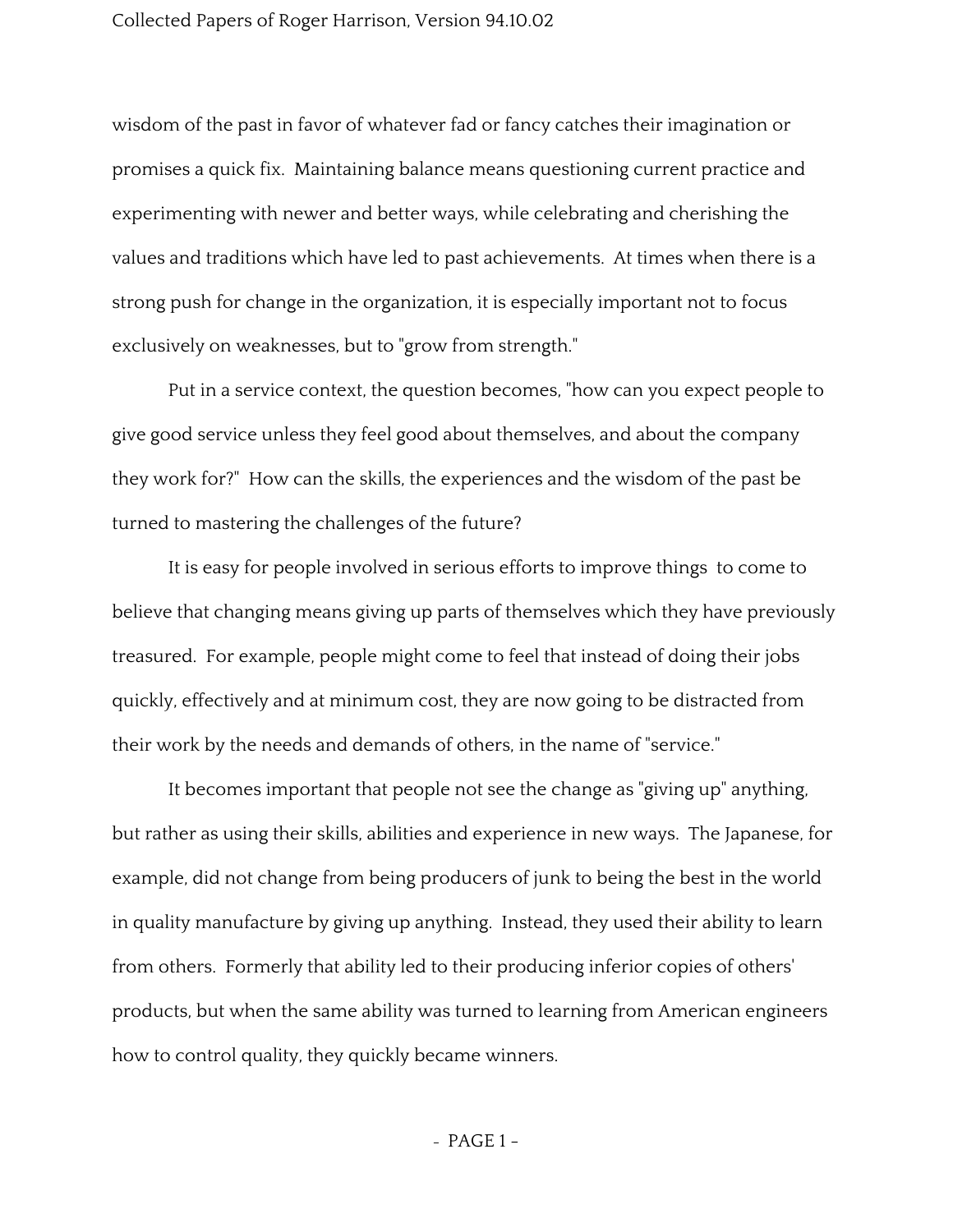wisdom of the past in favor of whatever fad or fancy catches their imagination or promises a quick fix. Maintaining balance means questioning current practice and experimenting with newer and better ways, while celebrating and cherishing the values and traditions which have led to past achievements. At times when there is a strong push for change in the organization, it is especially important not to focus exclusively on weaknesses, but to "grow from strength."

Put in a service context, the question becomes, "how can you expect people to give good service unless they feel good about themselves, and about the company they work for?" How can the skills, the experiences and the wisdom of the past be turned to mastering the challenges of the future?

It is easy for people involved in serious efforts to improve things to come to believe that changing means giving up parts of themselves which they have previously treasured. For example, people might come to feel that instead of doing their jobs quickly, effectively and at minimum cost, they are now going to be distracted from their work by the needs and demands of others, in the name of "service."

It becomes important that people not see the change as "giving up" anything, but rather as using their skills, abilities and experience in new ways. The Japanese, for example, did not change from being producers of junk to being the best in the world in quality manufacture by giving up anything. Instead, they used their ability to learn from others. Formerly that ability led to their producing inferior copies of others' products, but when the same ability was turned to learning from American engineers how to control quality, they quickly became winners.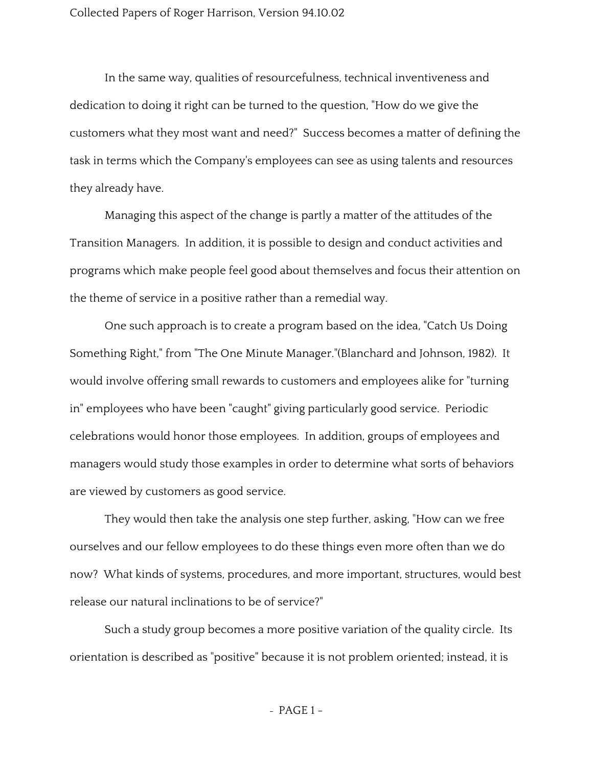In the same way, qualities of resourcefulness, technical inventiveness and dedication to doing it right can be turned to the question, "How do we give the customers what they most want and need?" Success becomes a matter of defining the task in terms which the Company's employees can see as using talents and resources they already have.

Managing this aspect of the change is partly a matter of the attitudes of the Transition Managers. In addition, it is possible to design and conduct activities and programs which make people feel good about themselves and focus their attention on the theme of service in a positive rather than a remedial way.

One such approach is to create a program based on the idea, "Catch Us Doing Something Right," from "The One Minute Manager."(Blanchard and Johnson, 1982). It would involve offering small rewards to customers and employees alike for "turning in" employees who have been "caught" giving particularly good service. Periodic celebrations would honor those employees. In addition, groups of employees and managers would study those examples in order to determine what sorts of behaviors are viewed by customers as good service.

They would then take the analysis one step further, asking, "How can we free ourselves and our fellow employees to do these things even more often than we do now? What kinds of systems, procedures, and more important, structures, would best release our natural inclinations to be of service?"

Such a study group becomes a more positive variation of the quality circle. Its orientation is described as "positive" because it is not problem oriented; instead, it is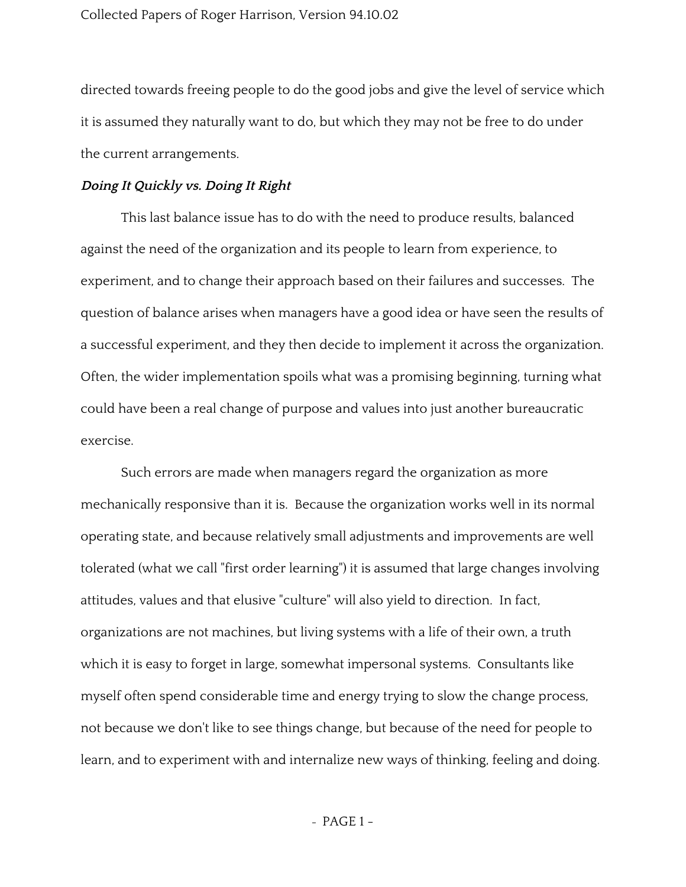directed towards freeing people to do the good jobs and give the level of service which it is assumed they naturally want to do, but which they may not be free to do under the current arrangements.

***Doing It Quickly vs. Doing It Right***

This last balance issue has to do with the need to produce results, balanced against the need of the organization and its people to learn from experience, to experiment, and to change their approach based on their failures and successes. The question of balance arises when managers have a good idea or have seen the results of a successful experiment, and they then decide to implement it across the organization. Often, the wider implementation spoils what was a promising beginning, turning what could have been a real change of purpose and values into just another bureaucratic exercise.

Such errors are made when managers regard the organization as more mechanically responsive than it is. Because the organization works well in its normal operating state, and because relatively small adjustments and improvements are well tolerated (what we call "first order learning") it is assumed that large changes involving attitudes, values and that elusive "culture" will also yield to direction. In fact, organizations are not machines, but living systems with a life of their own, a truth which it is easy to forget in large, somewhat impersonal systems. Consultants like myself often spend considerable time and energy trying to slow the change process, not because we don't like to see things change, but because of the need for people to learn, and to experiment with and internalize new ways of thinking, feeling and doing.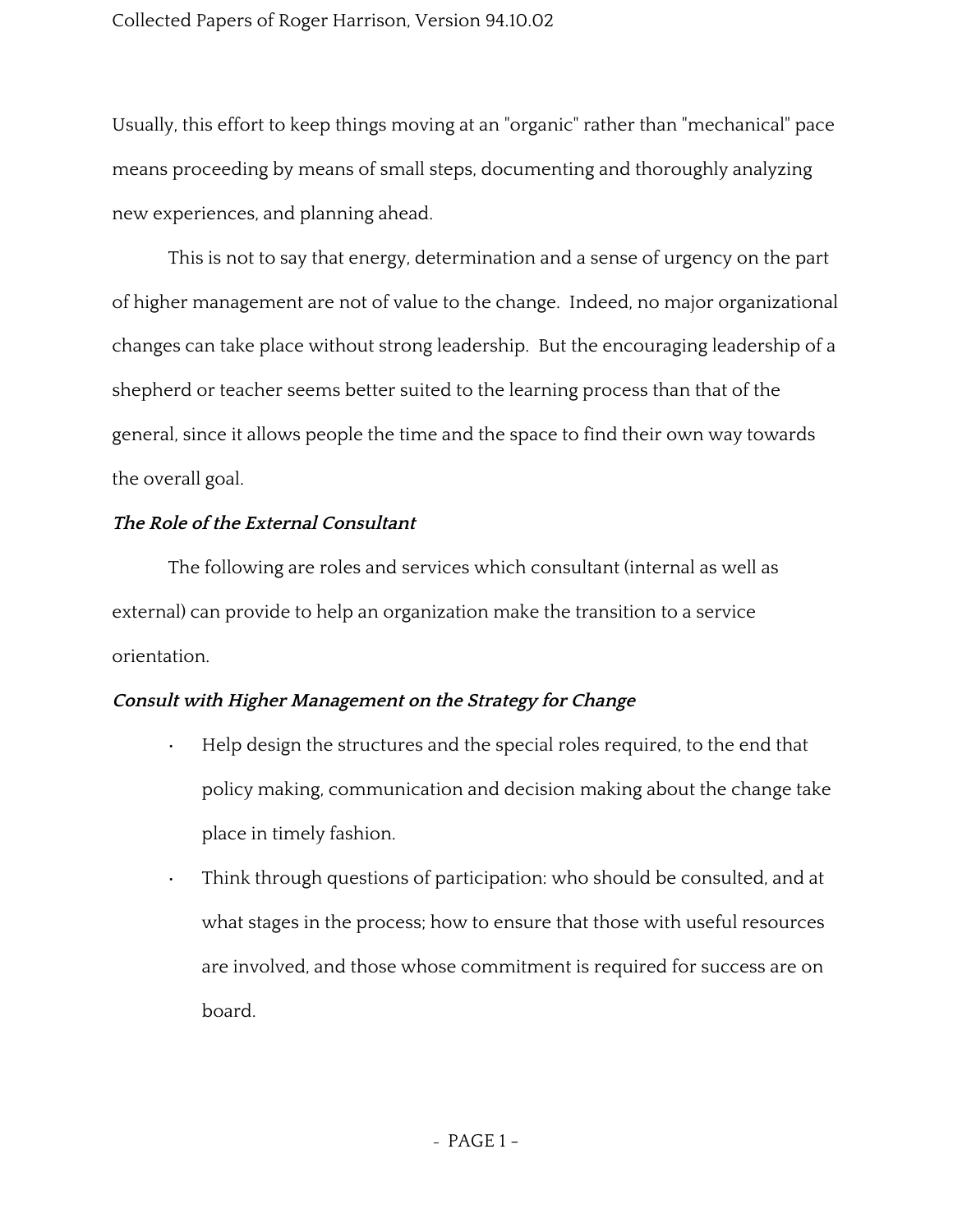Usually, this effort to keep things moving at an "organic" rather than "mechanical" pace means proceeding by means of small steps, documenting and thoroughly analyzing new experiences, and planning ahead.

This is not to say that energy, determination and a sense of urgency on the part of higher management are not of value to the change. Indeed, no major organizational changes can take place without strong leadership. But the encouraging leadership of a shepherd or teacher seems better suited to the learning process than that of the general, since it allows people the time and the space to find their own way towards the overall goal.

***The Role of the External Consultant***

The following are roles and services which consultant (internal as well as external) can provide to help an organization make the transition to a service orientation.

***Consult with Higher Management on the Strategy for Change***

- Help design the structures and the special roles required, to the end that policy making, communication and decision making about the change take place in timely fashion.
- Think through questions of participation: who should be consulted, and at what stages in the process; how to ensure that those with useful resources are involved, and those whose commitment is required for success are on board.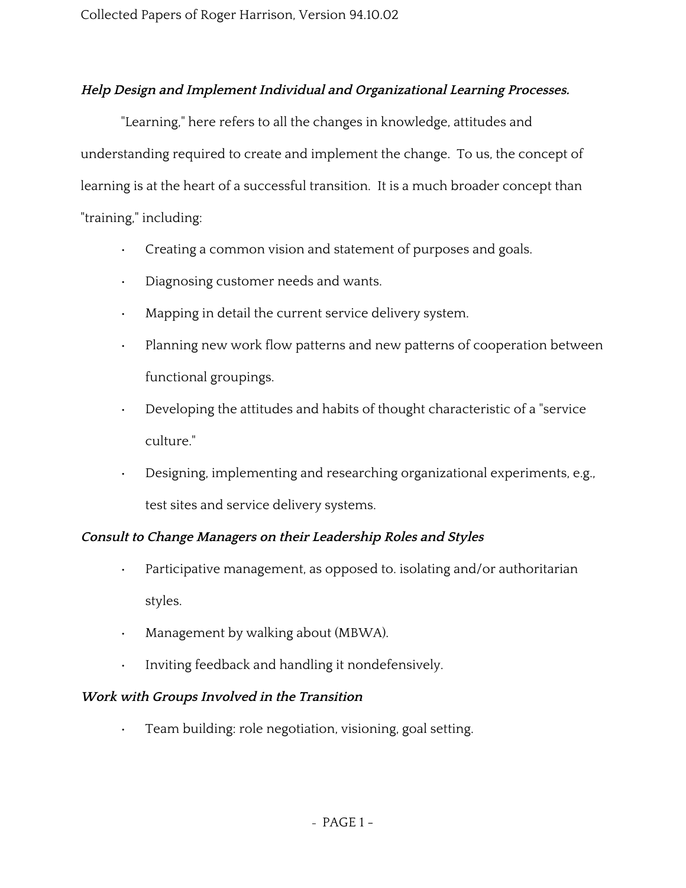***Help Design and Implement Individual and Organizational Learning Processes.***

"Learning," here refers to all the changes in knowledge, attitudes and understanding required to create and implement the change. To us, the concept of learning is at the heart of a successful transition. It is a much broader concept than "training," including:

- Creating a common vision and statement of purposes and goals.
- Diagnosing customer needs and wants.
- Mapping in detail the current service delivery system.
- Planning new work flow patterns and new patterns of cooperation between functional groupings.
- Developing the attitudes and habits of thought characteristic of a "service culture."
- Designing, implementing and researching organizational experiments, e.g., test sites and service delivery systems.

***Consult to Change Managers on their Leadership Roles and Styles***

- Participative management, as opposed to. isolating and/or authoritarian styles.
- Management by walking about (MBWA).
- Inviting feedback and handling it nondefensively.

***Work with Groups Involved in the Transition***

- Team building: role negotiation, visioning, goal setting.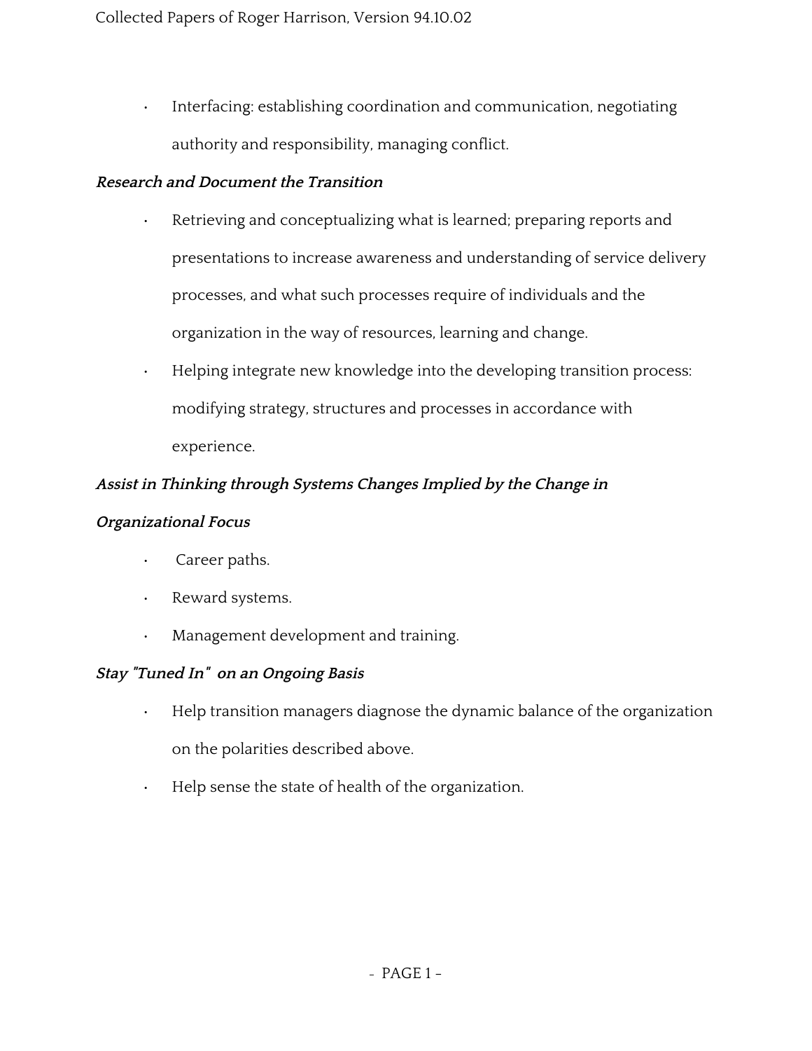- Interfacing: establishing coordination and communication, negotiating authority and responsibility, managing conflict.

***Research and Document the Transition***

- Retrieving and conceptualizing what is learned; preparing reports and presentations to increase awareness and understanding of service delivery processes, and what such processes require of individuals and the organization in the way of resources, learning and change.
- Helping integrate new knowledge into the developing transition process: modifying strategy, structures and processes in accordance with experience.

***Assist in Thinking through Systems Changes Implied by the Change in Organizational Focus***

- Career paths.
- Reward systems.
- Management development and training.

***Stay "Tuned In" on an Ongoing Basis***

- Help transition managers diagnose the dynamic balance of the organization on the polarities described above.
- Help sense the state of health of the organization.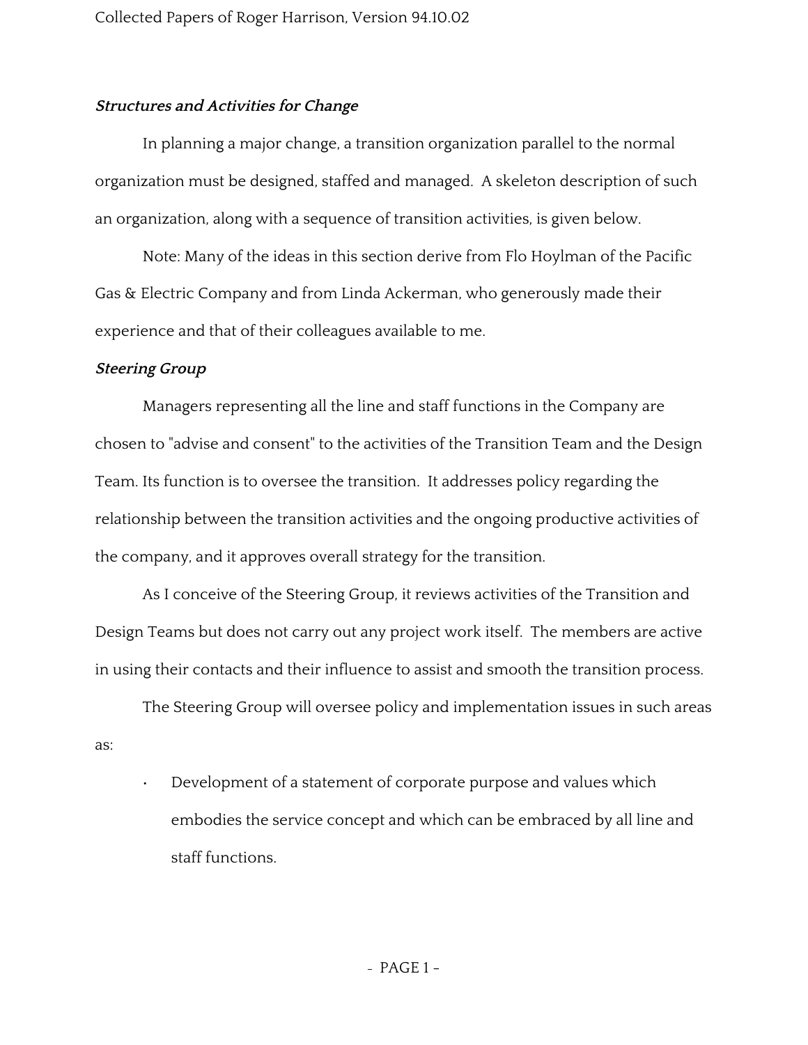### *Structures and Activities for Change*

In planning a major change, a transition organization parallel to the normal organization must be designed, staffed and managed. A skeleton description of such an organization, along with a sequence of transition activities, is given below.

Note: Many of the ideas in this section derive from Flo Hoylman of the Pacific Gas & Electric Company and from Linda Ackerman, who generously made their experience and that of their colleagues available to me.

### *Steering Group*

Managers representing all the line and staff functions in the Company are chosen to "advise and consent" to the activities of the Transition Team and the Design Team. Its function is to oversee the transition. It addresses policy regarding the relationship between the transition activities and the ongoing productive activities of the company, and it approves overall strategy for the transition.

As I conceive of the Steering Group, it reviews activities of the Transition and Design Teams but does not carry out any project work itself. The members are active in using their contacts and their influence to assist and smooth the transition process.

The Steering Group will oversee policy and implementation issues in such areas as:

- Development of a statement of corporate purpose and values which embodies the service concept and which can be embraced by all line and staff functions.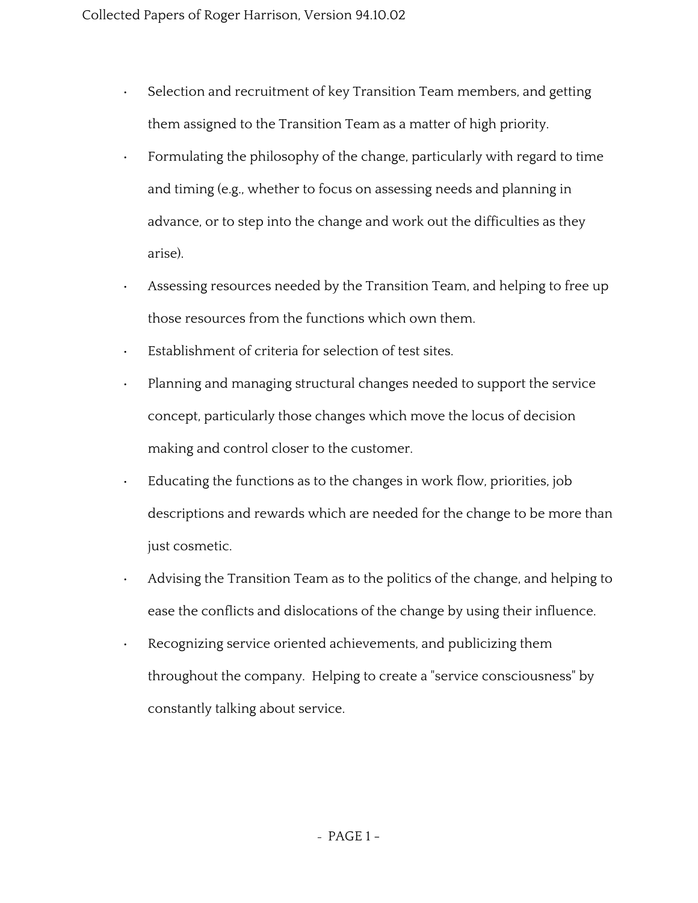- Selection and recruitment of key Transition Team members, and getting them assigned to the Transition Team as a matter of high priority.
- Formulating the philosophy of the change, particularly with regard to time and timing (e.g., whether to focus on assessing needs and planning in advance, or to step into the change and work out the difficulties as they arise).
- Assessing resources needed by the Transition Team, and helping to free up those resources from the functions which own them.
- Establishment of criteria for selection of test sites.
- Planning and managing structural changes needed to support the service concept, particularly those changes which move the locus of decision making and control closer to the customer.
- Educating the functions as to the changes in work flow, priorities, job descriptions and rewards which are needed for the change to be more than just cosmetic.
- Advising the Transition Team as to the politics of the change, and helping to ease the conflicts and dislocations of the change by using their influence.
- Recognizing service oriented achievements, and publicizing them throughout the company. Helping to create a "service consciousness" by constantly talking about service.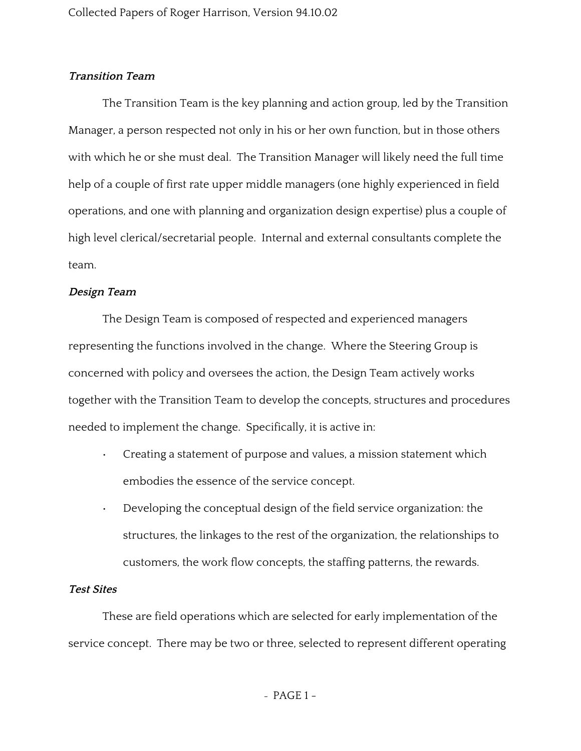***Transition Team***

The Transition Team is the key planning and action group, led by the Transition Manager, a person respected not only in his or her own function, but in those others with which he or she must deal. The Transition Manager will likely need the full time help of a couple of first rate upper middle managers (one highly experienced in field operations, and one with planning and organization design expertise) plus a couple of high level clerical/secretarial people. Internal and external consultants complete the team.

***Design Team***

The Design Team is composed of respected and experienced managers representing the functions involved in the change. Where the Steering Group is concerned with policy and oversees the action, the Design Team actively works together with the Transition Team to develop the concepts, structures and procedures needed to implement the change. Specifically, it is active in:

- Creating a statement of purpose and values, a mission statement which embodies the essence of the service concept.
- Developing the conceptual design of the field service organization: the structures, the linkages to the rest of the organization, the relationships to customers, the work flow concepts, the staffing patterns, the rewards.

***Test Sites***

These are field operations which are selected for early implementation of the service concept. There may be two or three, selected to represent different operating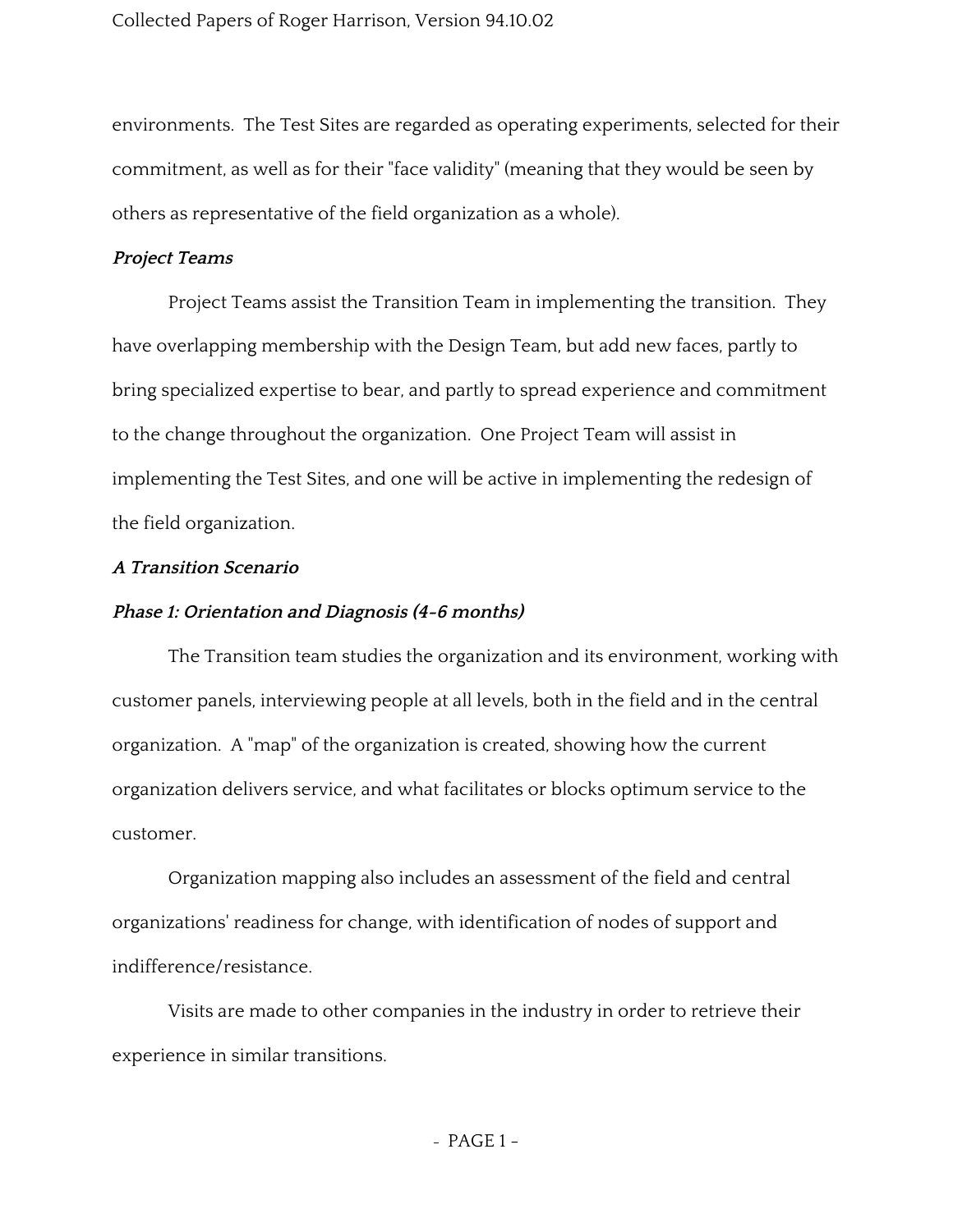environments. The Test Sites are regarded as operating experiments, selected for their commitment, as well as for their "face validity" (meaning that they would be seen by others as representative of the field organization as a whole).

***Project Teams***

Project Teams assist the Transition Team in implementing the transition. They have overlapping membership with the Design Team, but add new faces, partly to bring specialized expertise to bear, and partly to spread experience and commitment to the change throughout the organization. One Project Team will assist in implementing the Test Sites, and one will be active in implementing the redesign of the field organization.

***A Transition Scenario***

***Phase 1: Orientation and Diagnosis (4-6 months)***

The Transition team studies the organization and its environment, working with customer panels, interviewing people at all levels, both in the field and in the central organization. A "map" of the organization is created, showing how the current organization delivers service, and what facilitates or blocks optimum service to the customer.

Organization mapping also includes an assessment of the field and central organizations' readiness for change, with identification of nodes of support and indifference/resistance.

Visits are made to other companies in the industry in order to retrieve their experience in similar transitions.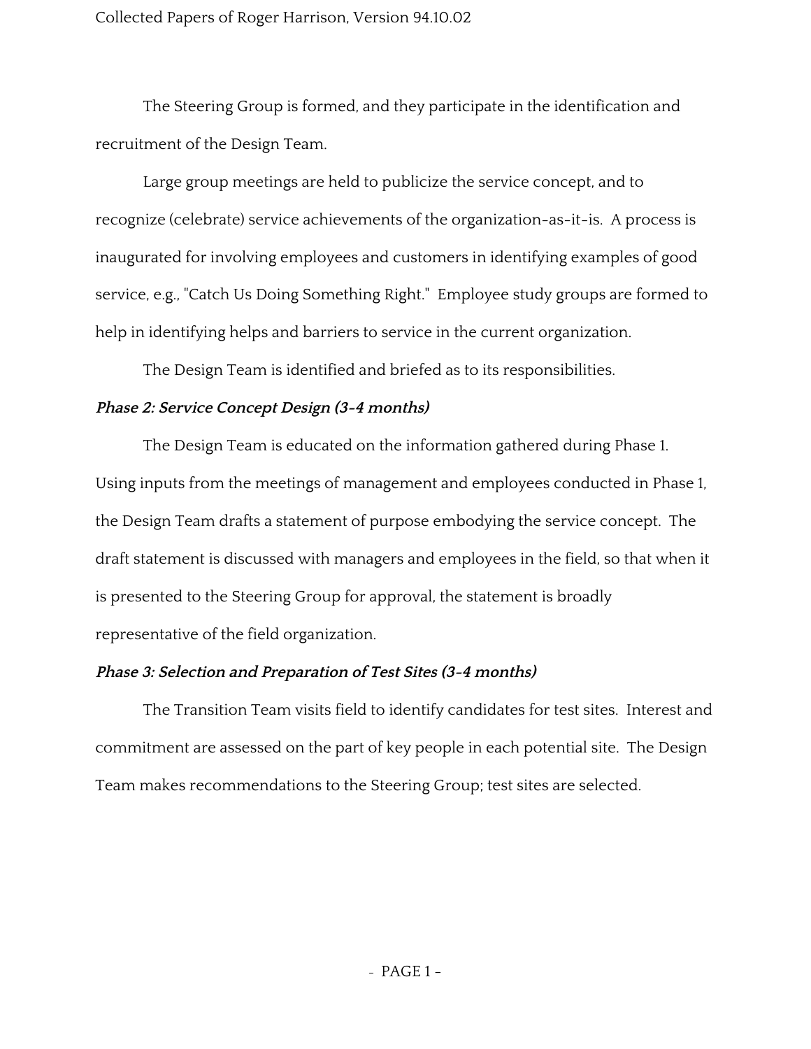The Steering Group is formed, and they participate in the identification and recruitment of the Design Team.

Large group meetings are held to publicize the service concept, and to recognize (celebrate) service achievements of the organization-as-it-is. A process is inaugurated for involving employees and customers in identifying examples of good service, e.g., "Catch Us Doing Something Right." Employee study groups are formed to help in identifying helps and barriers to service in the current organization.

The Design Team is identified and briefed as to its responsibilities.

***Phase 2: Service Concept Design (3-4 months)***

The Design Team is educated on the information gathered during Phase 1. Using inputs from the meetings of management and employees conducted in Phase 1, the Design Team drafts a statement of purpose embodying the service concept. The draft statement is discussed with managers and employees in the field, so that when it is presented to the Steering Group for approval, the statement is broadly representative of the field organization.

***Phase 3: Selection and Preparation of Test Sites (3-4 months)***

The Transition Team visits field to identify candidates for test sites. Interest and commitment are assessed on the part of key people in each potential site. The Design Team makes recommendations to the Steering Group; test sites are selected.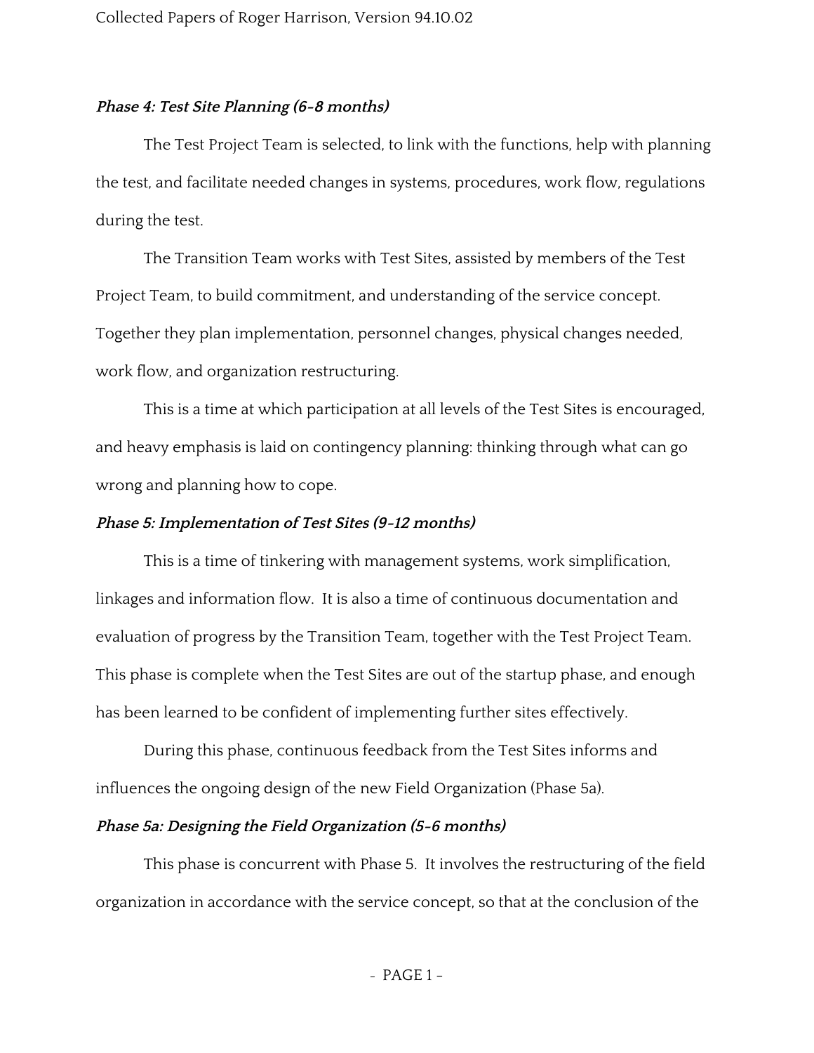***Phase 4: Test Site Planning (6-8 months)***

The Test Project Team is selected, to link with the functions, help with planning the test, and facilitate needed changes in systems, procedures, work flow, regulations during the test.

The Transition Team works with Test Sites, assisted by members of the Test Project Team, to build commitment, and understanding of the service concept. Together they plan implementation, personnel changes, physical changes needed, work flow, and organization restructuring.

This is a time at which participation at all levels of the Test Sites is encouraged, and heavy emphasis is laid on contingency planning: thinking through what can go wrong and planning how to cope.

***Phase 5: Implementation of Test Sites (9-12 months)***

This is a time of tinkering with management systems, work simplification, linkages and information flow. It is also a time of continuous documentation and evaluation of progress by the Transition Team, together with the Test Project Team. This phase is complete when the Test Sites are out of the startup phase, and enough has been learned to be confident of implementing further sites effectively.

During this phase, continuous feedback from the Test Sites informs and influences the ongoing design of the new Field Organization (Phase 5a).

***Phase 5a: Designing the Field Organization (5-6 months)***

This phase is concurrent with Phase 5. It involves the restructuring of the field organization in accordance with the service concept, so that at the conclusion of the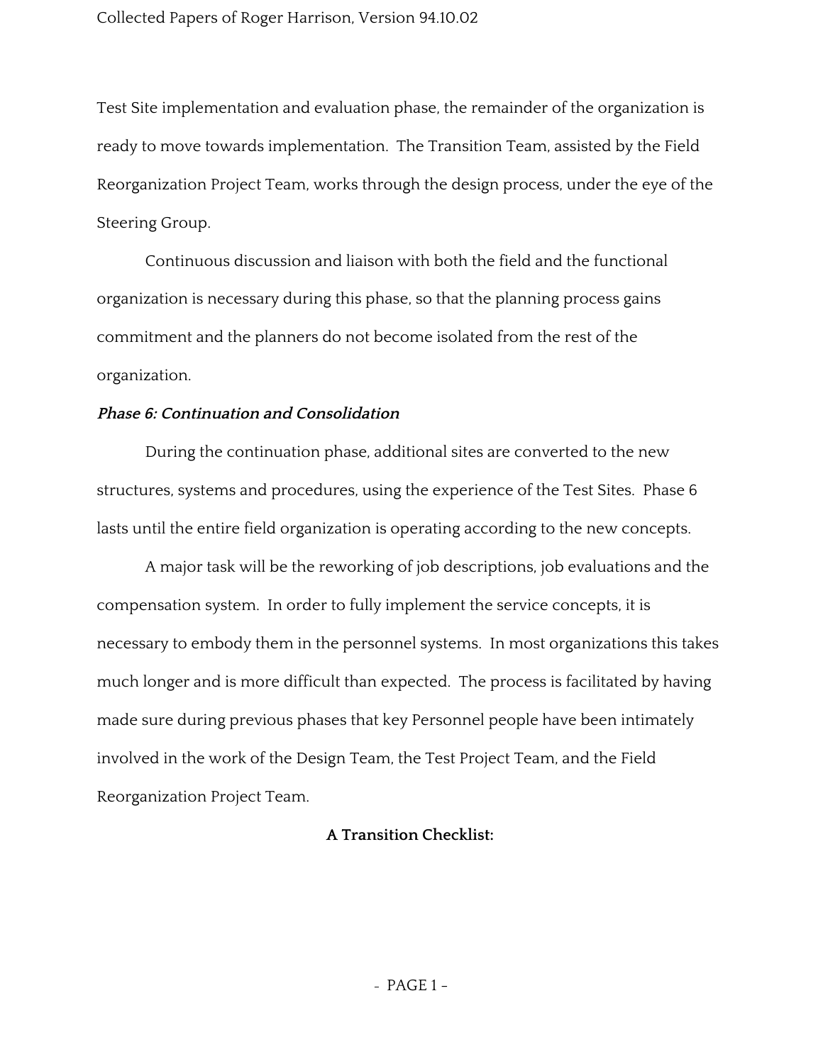Test Site implementation and evaluation phase, the remainder of the organization is ready to move towards implementation. The Transition Team, assisted by the Field Reorganization Project Team, works through the design process, under the eye of the Steering Group.

Continuous discussion and liaison with both the field and the functional organization is necessary during this phase, so that the planning process gains commitment and the planners do not become isolated from the rest of the organization.

***Phase 6: Continuation and Consolidation***

During the continuation phase, additional sites are converted to the new structures, systems and procedures, using the experience of the Test Sites. Phase 6 lasts until the entire field organization is operating according to the new concepts.

A major task will be the reworking of job descriptions, job evaluations and the compensation system. In order to fully implement the service concepts, it is necessary to embody them in the personnel systems. In most organizations this takes much longer and is more difficult than expected. The process is facilitated by having made sure during previous phases that key Personnel people have been intimately involved in the work of the Design Team, the Test Project Team, and the Field Reorganization Project Team.

**A Transition Checklist:**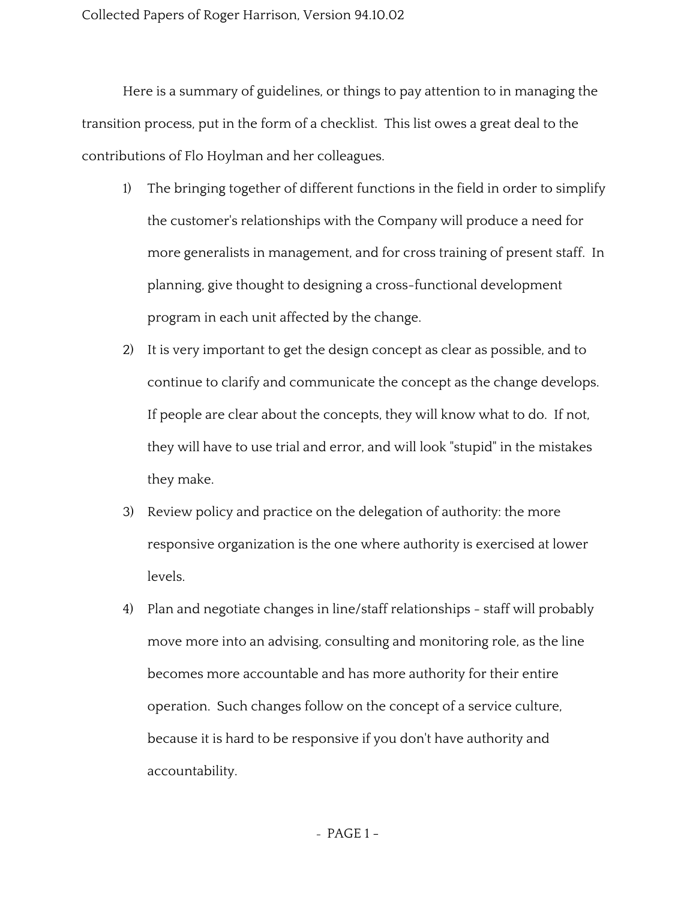Here is a summary of guidelines, or things to pay attention to in managing the transition process, put in the form of a checklist. This list owes a great deal to the contributions of Flo Hoylman and her colleagues.

1) The bringing together of different functions in the field in order to simplify the customer's relationships with the Company will produce a need for more generalists in management, and for cross training of present staff. In planning, give thought to designing a cross-functional development program in each unit affected by the change.

2) It is very important to get the design concept as clear as possible, and to continue to clarify and communicate the concept as the change develops. If people are clear about the concepts, they will know what to do. If not, they will have to use trial and error, and will look "stupid" in the mistakes they make.

3) Review policy and practice on the delegation of authority: the more responsive organization is the one where authority is exercised at lower levels.

4) Plan and negotiate changes in line/staff relationships - staff will probably move more into an advising, consulting and monitoring role, as the line becomes more accountable and has more authority for their entire operation. Such changes follow on the concept of a service culture, because it is hard to be responsive if you don't have authority and accountability.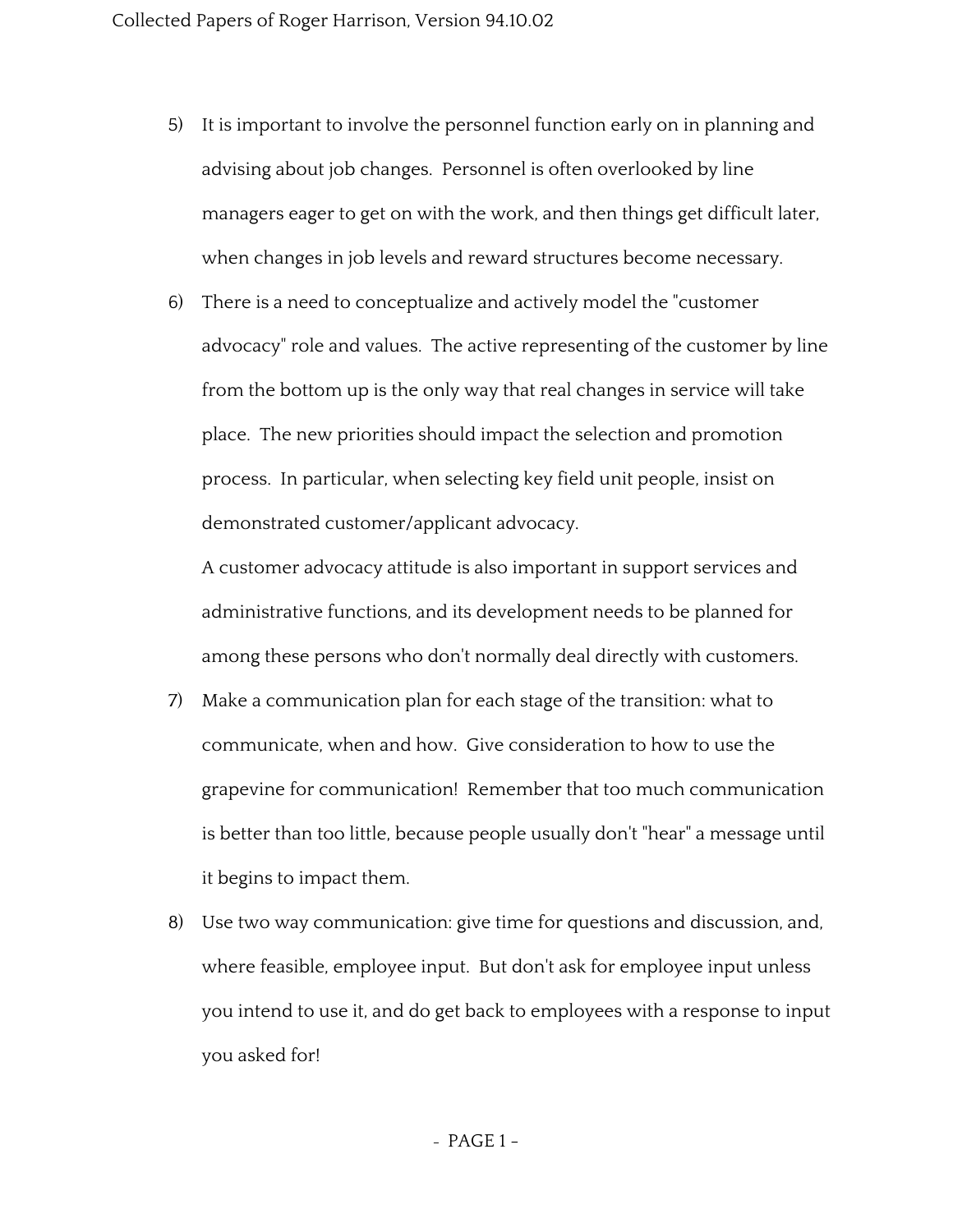5) It is important to involve the personnel function early on in planning and advising about job changes. Personnel is often overlooked by line managers eager to get on with the work, and then things get difficult later, when changes in job levels and reward structures become necessary.

6) There is a need to conceptualize and actively model the "customer advocacy" role and values. The active representing of the customer by line from the bottom up is the only way that real changes in service will take place. The new priorities should impact the selection and promotion process. In particular, when selecting key field unit people, insist on demonstrated customer/applicant advocacy.

   A customer advocacy attitude is also important in support services and administrative functions, and its development needs to be planned for among these persons who don't normally deal directly with customers.

7) Make a communication plan for each stage of the transition: what to communicate, when and how. Give consideration to how to use the grapevine for communication! Remember that too much communication is better than too little, because people usually don't "hear" a message until it begins to impact them.

8) Use two way communication: give time for questions and discussion, and, where feasible, employee input. But don't ask for employee input unless you intend to use it, and do get back to employees with a response to input you asked for!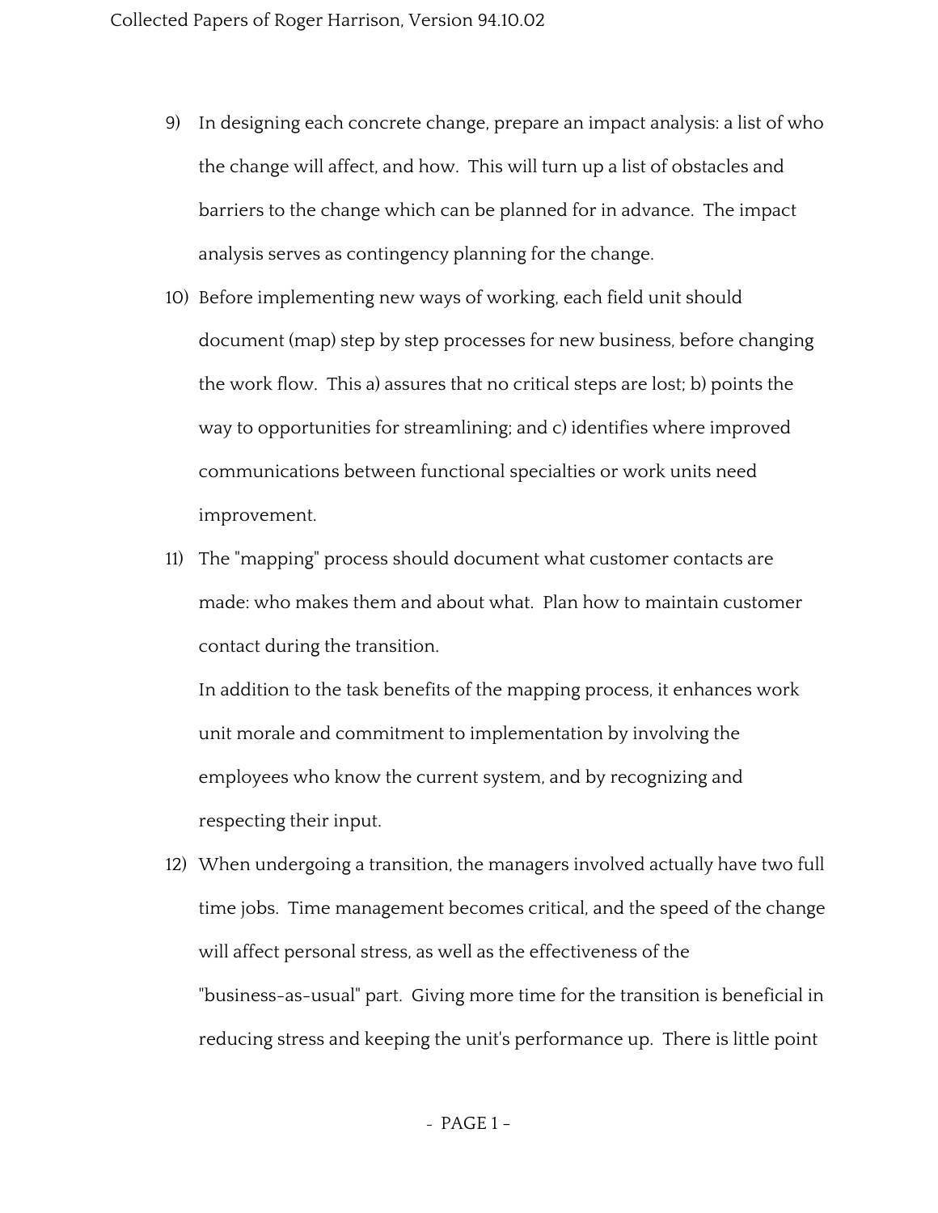9) In designing each concrete change, prepare an impact analysis: a list of who the change will affect, and how. This will turn up a list of obstacles and barriers to the change which can be planned for in advance. The impact analysis serves as contingency planning for the change.

10) Before implementing new ways of working, each field unit should document (map) step by step processes for new business, before changing the work flow. This a) assures that no critical steps are lost; b) points the way to opportunities for streamlining; and c) identifies where improved communications between functional specialties or work units need improvement.

11) The "mapping" process should document what customer contacts are made: who makes them and about what. Plan how to maintain customer contact during the transition.

    In addition to the task benefits of the mapping process, it enhances work unit morale and commitment to implementation by involving the employees who know the current system, and by recognizing and respecting their input.

12) When undergoing a transition, the managers involved actually have two full time jobs. Time management becomes critical, and the speed of the change will affect personal stress, as well as the effectiveness of the "business-as-usual" part. Giving more time for the transition is beneficial in reducing stress and keeping the unit's performance up. There is little point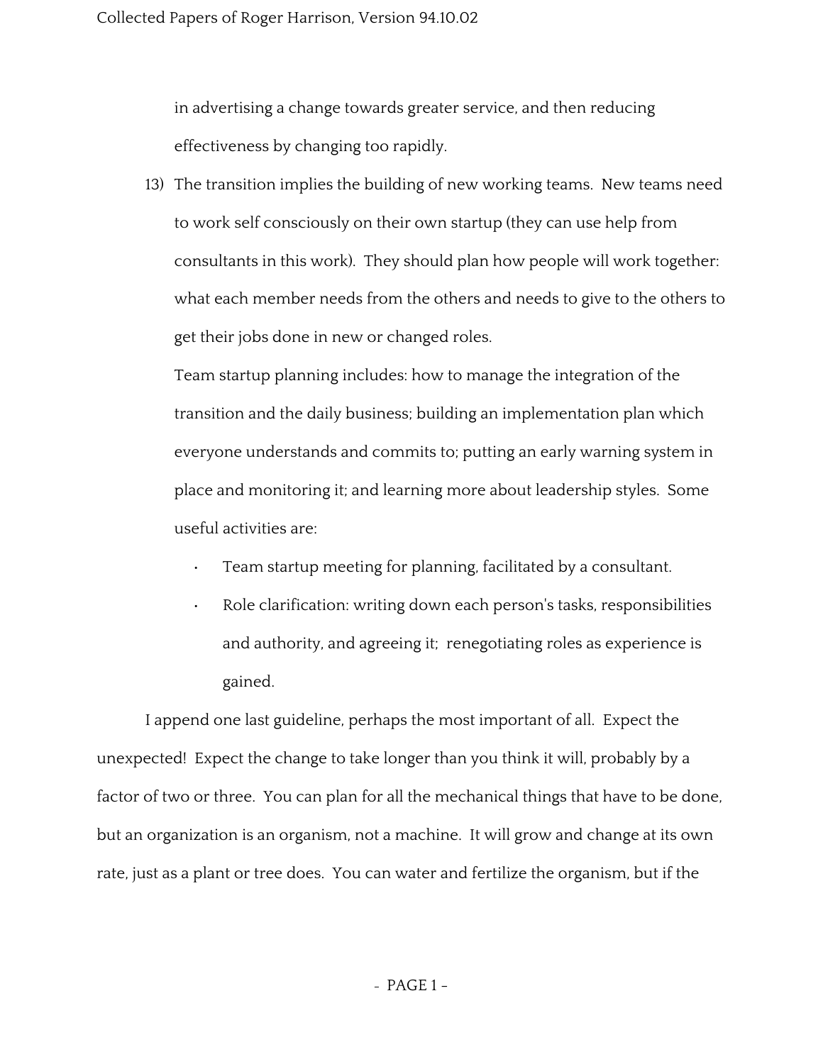in advertising a change towards greater service, and then reducing effectiveness by changing too rapidly.

13) The transition implies the building of new working teams. New teams need to work self consciously on their own startup (they can use help from consultants in this work). They should plan how people will work together: what each member needs from the others and needs to give to the others to get their jobs done in new or changed roles.

    Team startup planning includes: how to manage the integration of the transition and the daily business; building an implementation plan which everyone understands and commits to; putting an early warning system in place and monitoring it; and learning more about leadership styles. Some useful activities are:

    - Team startup meeting for planning, facilitated by a consultant.
    - Role clarification: writing down each person's tasks, responsibilities and authority, and agreeing it; renegotiating roles as experience is gained.

I append one last guideline, perhaps the most important of all. Expect the unexpected! Expect the change to take longer than you think it will, probably by a factor of two or three. You can plan for all the mechanical things that have to be done, but an organization is an organism, not a machine. It will grow and change at its own rate, just as a plant or tree does. You can water and fertilize the organism, but if the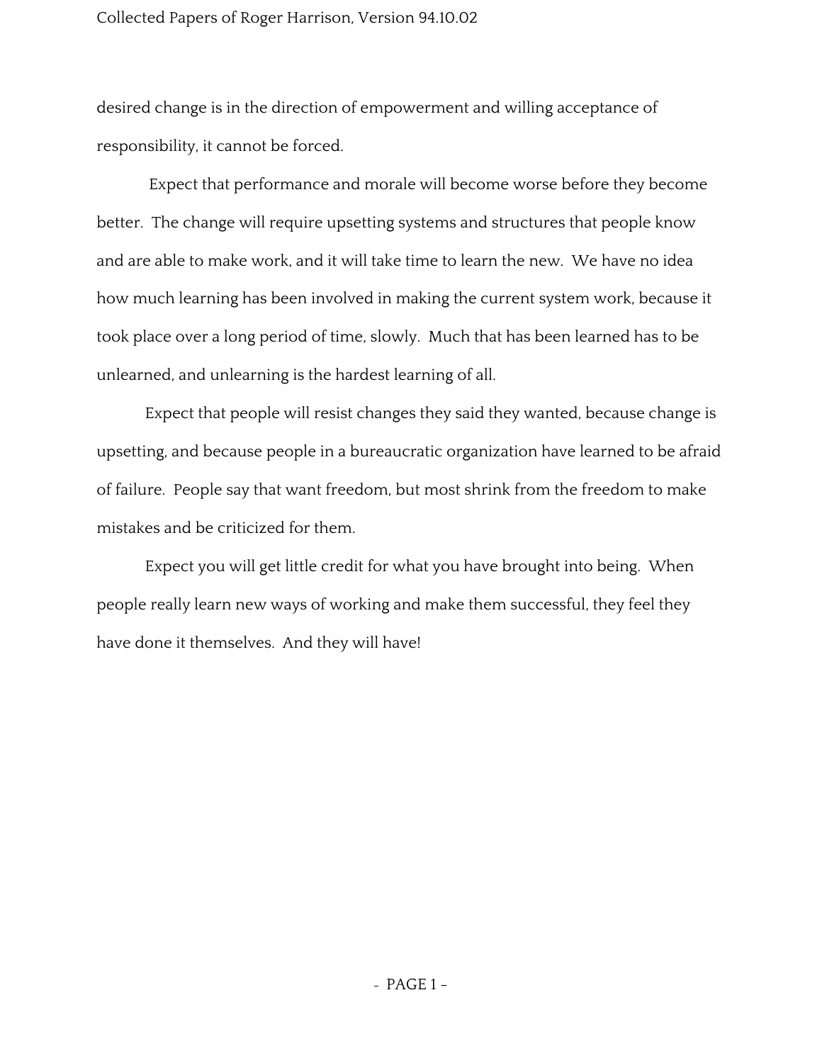desired change is in the direction of empowerment and willing acceptance of responsibility, it cannot be forced.

Expect that performance and morale will become worse before they become better. The change will require upsetting systems and structures that people know and are able to make work, and it will take time to learn the new. We have no idea how much learning has been involved in making the current system work, because it took place over a long period of time, slowly. Much that has been learned has to be unlearned, and unlearning is the hardest learning of all.

Expect that people will resist changes they said they wanted, because change is upsetting, and because people in a bureaucratic organization have learned to be afraid of failure. People say that want freedom, but most shrink from the freedom to make mistakes and be criticized for them.

Expect you will get little credit for what you have brought into being. When people really learn new ways of working and make them successful, they feel they have done it themselves. And they will have!